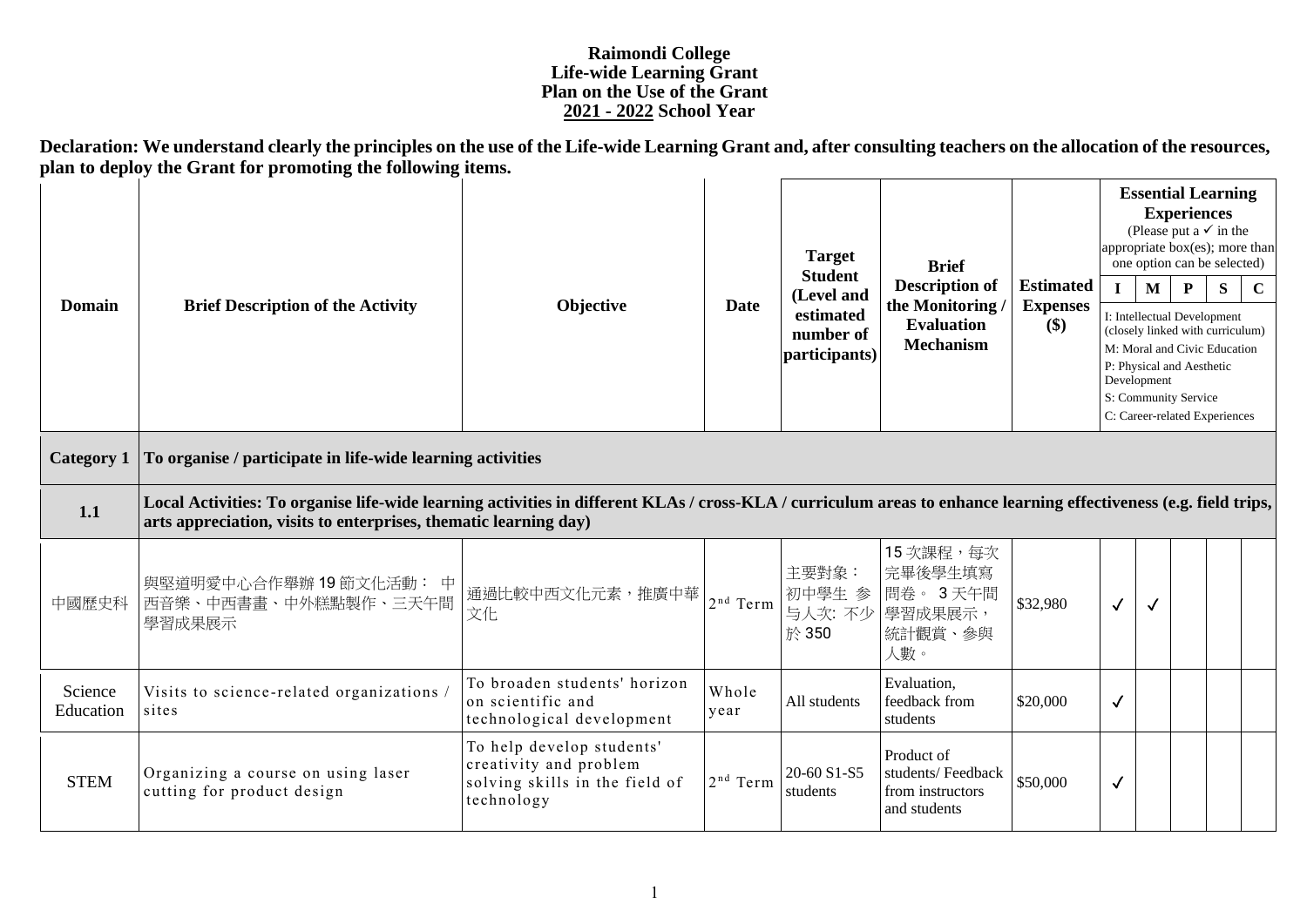**Raimondi College**
**Life-wide Learning Grant**
**Plan on the Use of the Grant**
**2021 - 2022 School Year**

**Declaration: We understand clearly the principles on the use of the Life-wide Learning Grant and, after consulting teachers on the allocation of the resources, plan to deploy the Grant for promoting the following items.**

| Domain | Brief Description of the Activity | Objective | Date | Target Student (Level and estimated number of participants) | Brief Description of the Monitoring / Evaluation Mechanism | Estimated Expenses ($) | Essential Learning Experiences (Please put a ✓ in the appropriate box(es); more than one option can be selected) | | | | |
|---|---|---|---|---|---|---|---|---|---|---|---|
| | | | | | | | I | M | P | S | C |
| | | | | | | | I: Intellectual Development (closely linked with curriculum) M: Moral and Civic Education P: Physical and Aesthetic Development S: Community Service C: Career-related Experiences | | | | |
| **Category 1** | **To organise / participate in life-wide learning activities** | | | | | | | | | | |
| **1.1** | **Local Activities: To organise life-wide learning activities in different KLAs / cross-KLA / curriculum areas to enhance learning effectiveness (e.g. field trips, arts appreciation, visits to enterprises, thematic learning day)** | | | | | | | | | | |
| 中國歷史科 | 與堅道明愛中心合作舉辦 19 節文化活動： 中西音樂、中西書畫、中外糕點製作、三天午間學習成果展示 | 通過比較中西文化元素，推廣中華文化 | 2nd Term | 主要對象： 初中學生 參与人次: 不少於 350 | 15 次課程，每次完畢後學生填寫問卷。 3 天午間學習成果展示，統計觀賞、參與人數。 | $32,980 | ✓ | ✓ | | | |
| Science Education | Visits to science-related organizations / sites | To broaden students' horizon on scientific and technological development | Whole year | All students | Evaluation, feedback from students | $20,000 | ✓ | | | | |
| STEM | Organizing a course on using laser cutting for product design | To help develop students' creativity and problem solving skills in the field of technology | 2nd Term | 20-60 S1-S5 students | Product of students/ Feedback from instructors and students | $50,000 | ✓ | | | | |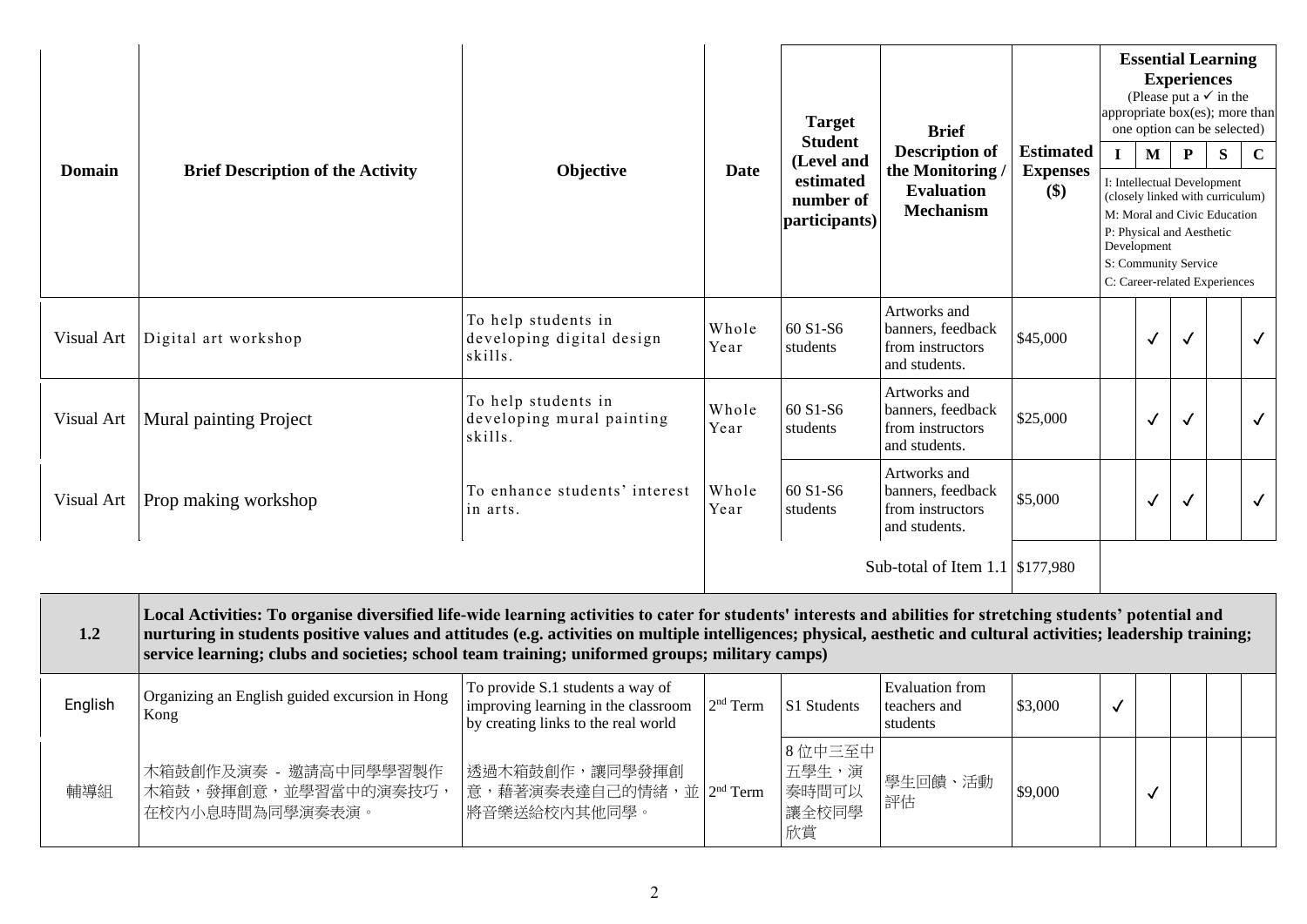| Domain | Brief Description of the Activity | Objective | Date | Target Student (Level and estimated number of participants) | Brief Description of the Monitoring / Evaluation Mechanism | Estimated Expenses ($) | Essential Learning Experiences (Please put a ✓ in the appropriate box(es); more than one option can be selected) | | | | |
|---|---|---|---|---|---|---|---|---|---|---|---|
| | | | | | | | I | M | P | S | C |
| | | | | | | | I: Intellectual Development (closely linked with curriculum) M: Moral and Civic Education P: Physical and Aesthetic Development S: Community Service C: Career-related Experiences | | | | |
| Visual Art | Digital art workshop | To help students in developing digital design skills. | Whole Year | 60 S1-S6 students | Artworks and banners, feedback from instructors and students. | $45,000 | | ✓ | ✓ | | ✓ |
| Visual Art | Mural painting Project | To help students in developing mural painting skills. | Whole Year | 60 S1-S6 students | Artworks and banners, feedback from instructors and students. | $25,000 | | ✓ | ✓ | | ✓ |
| Visual Art | Prop making workshop | To enhance students' interest in arts. | Whole Year | 60 S1-S6 students | Artworks and banners, feedback from instructors and students. | $5,000 | | ✓ | ✓ | | ✓ |
| | | | | | Sub-total of Item 1.1 | $177,980 | | | | | |

| 1.2 | Local Activities: To organise diversified life-wide learning activities to cater for students' interests and abilities for stretching students' potential and nurturing in students positive values and attitudes (e.g. activities on multiple intelligences; physical, aesthetic and cultural activities; leadership training; service learning; clubs and societies; school team training; uniformed groups; military camps) | | | | | | | | | | |
|---|---|---|---|---|---|---|---|---|---|---|---|
| English | Organizing an English guided excursion in Hong Kong | To provide S.1 students a way of improving learning in the classroom by creating links to the real world | 2nd Term | S1 Students | Evaluation from teachers and students | $3,000 | ✓ | | | | |
| 輔導組 | 木箱鼓創作及演奏 - 邀請高中同學學習製作木箱鼓，發揮創意，並學習當中的演奏技巧，在校內小息時間為同學演奏表演。 | 透過木箱鼓創作，讓同學發揮創意，藉著演奏表達自己的情緒，並將音樂送給校內其他同學。 | 2nd Term | 8 位中三至中五學生，演奏時間可以讓全校同學欣賞 | 學生回饋、活動評估 | $9,000 | | ✓ | | | |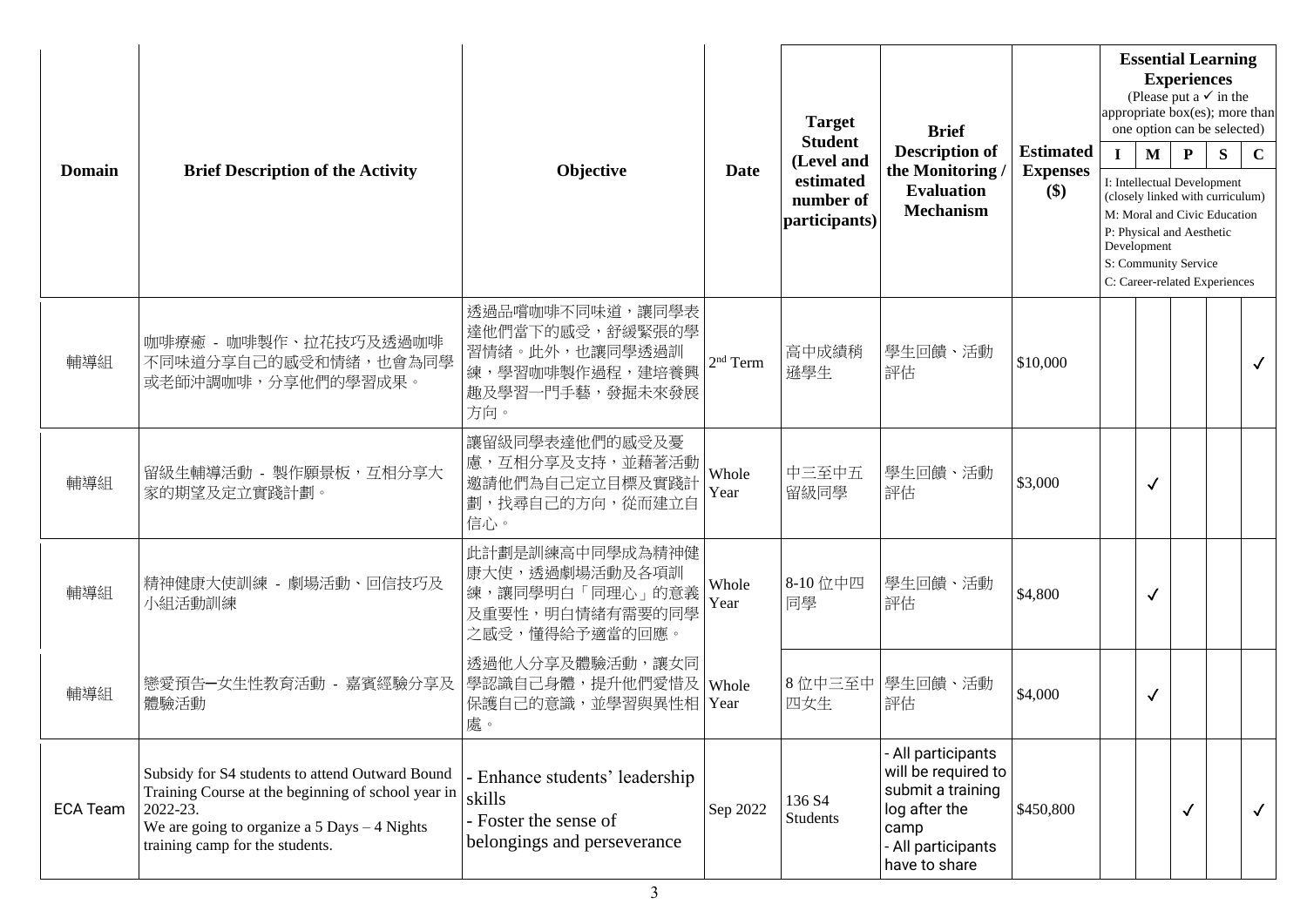| Domain | Brief Description of the Activity | Objective | Date | Target Student (Level and estimated number of participants) | Brief Description of the Monitoring / Evaluation Mechanism | Estimated Expenses ($) | Essential Learning Experiences (Please put a ✓ in the appropriate box(es); more than one option can be selected) I: Intellectual Development (closely linked with curriculum) M: Moral and Civic Education P: Physical and Aesthetic Development S: Community Service C: Career-related Experiences | | | | |
|---|---|---|---|---|---|---|---|---|---|---|---|
| | | | | | | | I | M | P | S | C |
| 輔導組 | 咖啡療癒 - 咖啡製作、拉花技巧及透過咖啡不同味道分享自己的感受和情緒，也會為同學或老師沖調咖啡，分享他們的學習成果。 | 透過品嚐咖啡不同味道，讓同學表達他們當下的感受，舒緩緊張的學習情緒。此外，也讓同學透過訓練，學習咖啡製作過程，建培養興趣及學習一門手藝，發掘未來發展方向。 | 2nd Term | 高中成績稍遜學生 | 學生回饋、活動評估 | $10,000 | | | | | ✓ |
| 輔導組 | 留級生輔導活動 - 製作願景板，互相分享大家的期望及定立實踐計劃。 | 讓留級同學表達他們的感受及憂慮，互相分享及支持，並藉著活動邀請他們為自己定立目標及實踐計劃，找尋自己的方向，從而建立自信心。 | Whole Year | 中三至中五留級同學 | 學生回饋、活動評估 | $3,000 | | ✓ | | | |
| 輔導組 | 精神健康大使訓練 - 劇場活動、回信技巧及小組活動訓練 | 此計劃是訓練高中同學成為精神健康大使，透過劇場活動及各項訓練，讓同學明白「同理心」的意義及重要性，明白情緒有需要的同學之感受，懂得給予適當的回應。 | Whole Year | 8-10 位中四同學 | 學生回饋、活動評估 | $4,800 | | ✓ | | | |
| 輔導組 | 戀愛預告─女生性教育活動 - 嘉賓經驗分享及體驗活動 | 透過他人分享及體驗活動，讓女同學認識自己身體，提升他們愛惜及保護自己的意識，並學習與異性相處。 | Whole Year | 8 位中三至中四女生 | 學生回饋、活動評估 | $4,000 | | ✓ | | | |
| ECA Team | Subsidy for S4 students to attend Outward Bound Training Course at the beginning of school year in 2022-23. We are going to organize a 5 Days – 4 Nights training camp for the students. | - Enhance students' leadership skills - Foster the sense of belongings and perseverance | Sep 2022 | 136 S4 Students | - All participants will be required to submit a training log after the camp - All participants have to share | $450,800 | | | ✓ | | ✓ |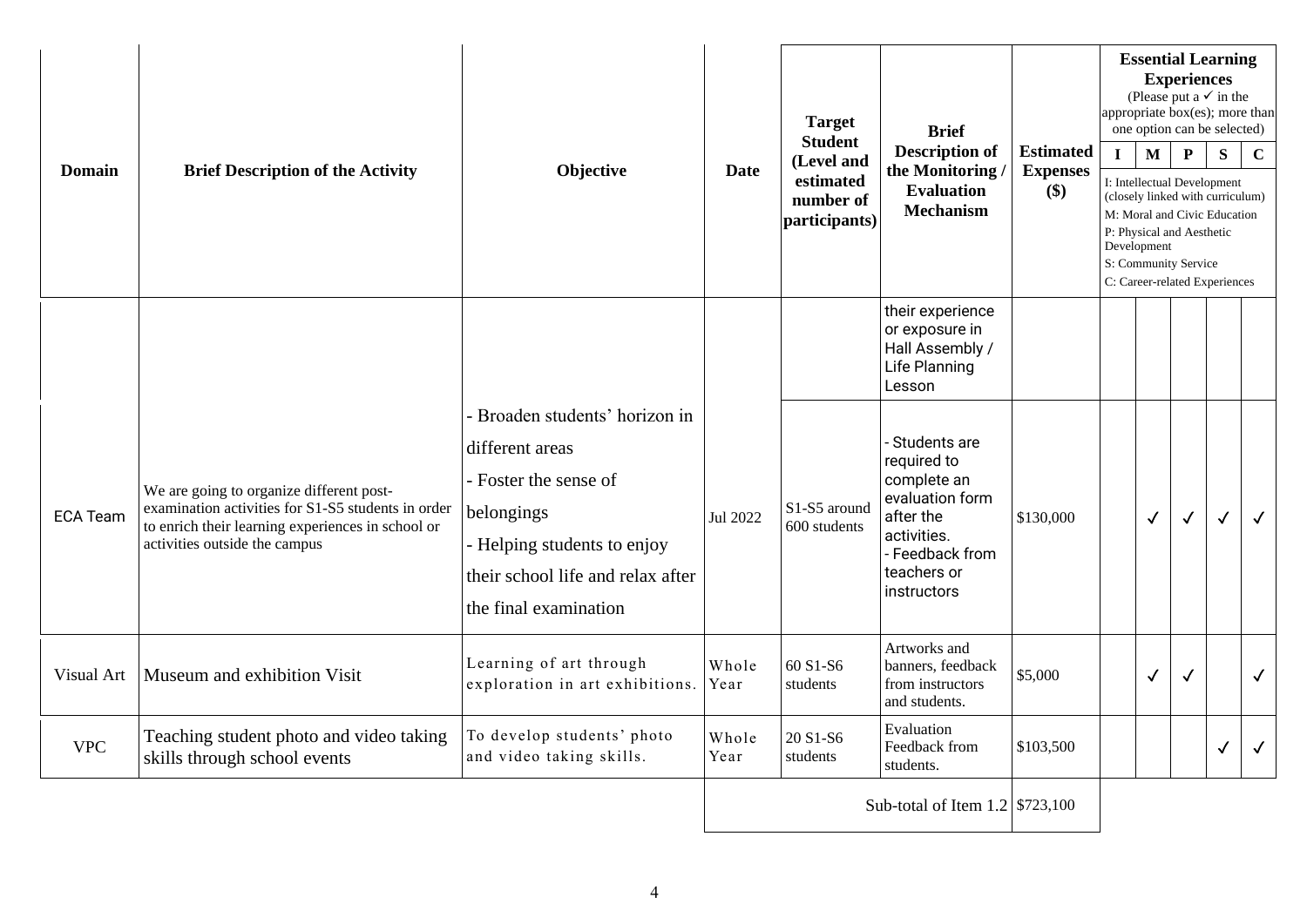| Domain | Brief Description of the Activity | Objective | Date | Target Student (Level and estimated number of participants) | Brief Description of the Monitoring / Evaluation Mechanism | Estimated Expenses ($) | Essential Learning Experiences (Please put a ✓ in the appropriate box(es); more than one option can be selected) | | | | |
|---|---|---|---|---|---|---|---|---|---|---|---|
| | | | | | | | I | M | P | S | C |
| | | | | | | | I: Intellectual Development (closely linked with curriculum)<br>M: Moral and Civic Education<br>P: Physical and Aesthetic Development<br>S: Community Service<br>C: Career-related Experiences | | | | |
| | | | | | their experience or exposure in Hall Assembly / Life Planning Lesson | | | | | | |
| ECA Team | We are going to organize different post-examination activities for S1-S5 students in order to enrich their learning experiences in school or activities outside the campus | - Broaden students' horizon in different areas<br>- Foster the sense of belongings<br>- Helping students to enjoy their school life and relax after the final examination | Jul 2022 | S1-S5 around 600 students | - Students are required to complete an evaluation form after the activities.<br>- Feedback from teachers or instructors | $130,000 | | ✓ | ✓ | ✓ | ✓ |
| Visual Art | Museum and exhibition Visit | Learning of art through exploration in art exhibitions. | Whole Year | 60 S1-S6 students | Artworks and banners, feedback from instructors and students. | $5,000 | | ✓ | ✓ | | ✓ |
| VPC | Teaching student photo and video taking skills through school events | To develop students' photo and video taking skills. | Whole Year | 20 S1-S6 students | Evaluation Feedback from students. | $103,500 | | | | ✓ | ✓ |
| | | | | | Sub-total of Item 1.2 | $723,100 | | | | | |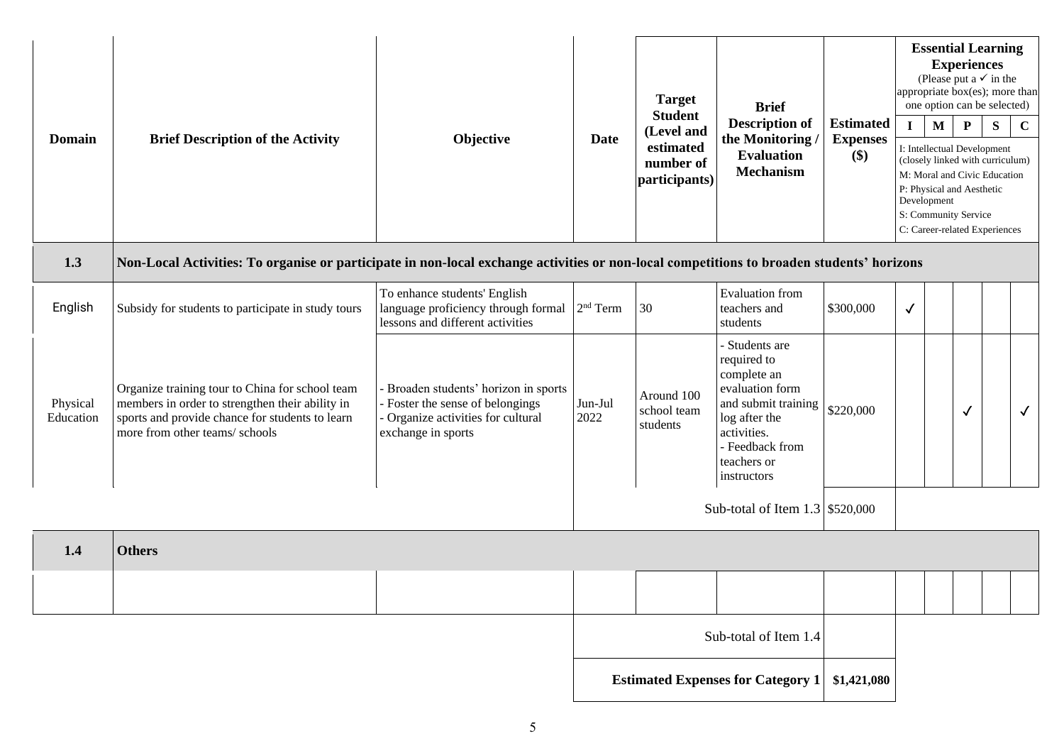| Domain | Brief Description of the Activity | Objective | Date | Target Student (Level and estimated number of participants) | Brief Description of the Monitoring / Evaluation Mechanism | Estimated Expenses ($) | Essential Learning Experiences (Please put a ✓ in the appropriate box(es); more than one option can be selected) | | | | |
|---|---|---|---|---|---|---|---|---|---|---|---|
| | | | | | | | I | M | P | S | C |
| | | | | | | | I: Intellectual Development (closely linked with curriculum) M: Moral and Civic Education P: Physical and Aesthetic Development S: Community Service C: Career-related Experiences | | | | |
| **1.3** | **Non-Local Activities: To organise or participate in non-local exchange activities or non-local competitions to broaden students' horizons** | | | | | | | | | | |
| English | Subsidy for students to participate in study tours | To enhance students' English language proficiency through formal lessons and different activities | 2nd Term | 30 | Evaluation from teachers and students | $300,000 | ✓ | | | | |
| Physical Education | Organize training tour to China for school team members in order to strengthen their ability in sports and provide chance for students to learn more from other teams/ schools | - Broaden students' horizon in sports<br>- Foster the sense of belongings<br>- Organize activities for cultural exchange in sports | Jun-Jul 2022 | Around 100 school team students | - Students are required to complete an evaluation form and submit training log after the activities.<br>- Feedback from teachers or instructors | $220,000 | | | ✓ | | ✓ |
| | | | | | Sub-total of Item 1.3 | $520,000 | | | | | |
| **1.4** | **Others** | | | | | | | | | | |
| | | | | | | | | | | | |
| | | | | | Sub-total of Item 1.4 | | | | | | |
| | | | | | **Estimated Expenses for Category 1** | **$1,421,080** | | | | | |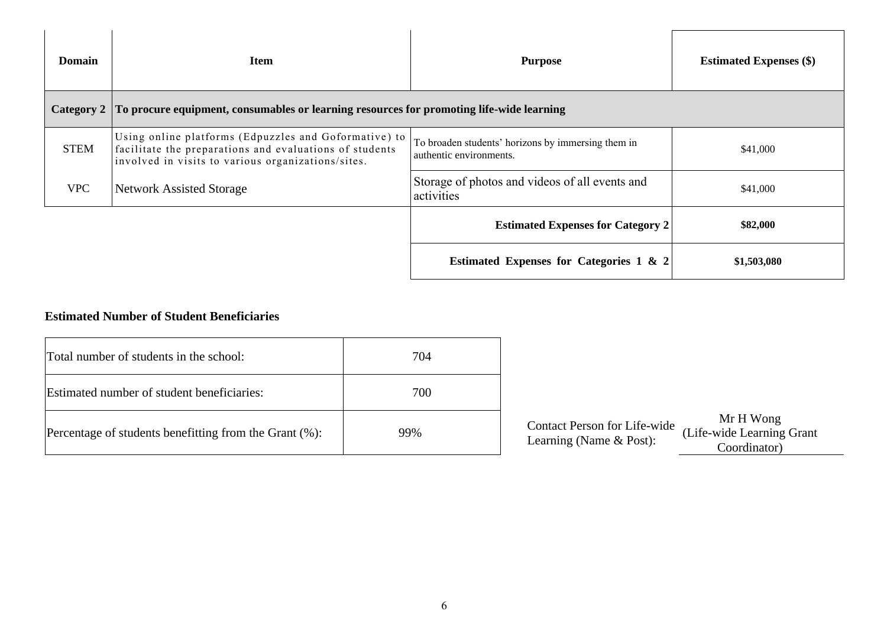| Domain | Item | Purpose | Estimated Expenses ($) |
|---|---|---|---|
| **Category 2** | **To procure equipment, consumables or learning resources for promoting life-wide learning** | | |
| STEM | Using online platforms (Edpuzzles and Goformative) to facilitate the preparations and evaluations of students involved in visits to various organizations/sites. | To broaden students' horizons by immersing them in authentic environments. | $41,000 |
| VPC | Network Assisted Storage | Storage of photos and videos of all events and activities | $41,000 |
| | | **Estimated Expenses for Category 2** | **$82,000** |
| | | **Estimated Expenses for Categories 1 & 2** | **$1,503,080** |

### Estimated Number of Student Beneficiaries

| | |
|---|---|
| Total number of students in the school: | 704 |
| Estimated number of student beneficiaries: | 700 |
| Percentage of students benefitting from the Grant (%): | 99% |

Contact Person for Life-wide Learning (Name & Post): Mr H Wong (Life-wide Learning Grant Coordinator)